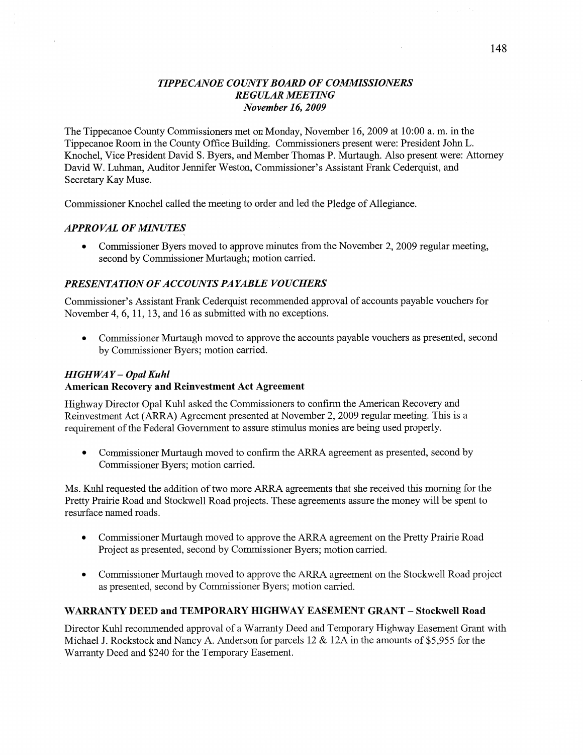# *TIPPECANOE COUNTY BOARD OF COMMISSIONERS*
## *REGULAR MEETING*
### *November 16, 2009*

The Tippecanoe County Commissioners met on Monday, November 16, 2009 at 10:00 a. m. in the Tippecanoe Room in the County Office Building. Commissioners present were: President John L. Knochel, Vice President David S. Byers, and Member Thomas P. Murtaugh. Also present were: Attorney David W. Luhman, Auditor Jennifer Weston, Commissioner's Assistant Frank Cederquist, and Secretary Kay Muse.

Commissioner Knochel called the meeting to order and led the Pledge of Allegiance.

### *APPROVAL OF MINUTES*

- Commissioner Byers moved to approve minutes from the November 2, 2009 regular meeting, second by Commissioner Murtaugh; motion carried.

### *PRESENTATION OF ACCOUNTS PAYABLE VOUCHERS*

Commissioner's Assistant Frank Cederquist recommended approval of accounts payable vouchers for November 4, 6, 11, 13, and 16 as submitted with no exceptions.

- Commissioner Murtaugh moved to approve the accounts payable vouchers as presented, second by Commissioner Byers; motion carried.

### *HIGHWAY – Opal Kuhl*

**American Recovery and Reinvestment Act Agreement**

Highway Director Opal Kuhl asked the Commissioners to confirm the American Recovery and Reinvestment Act (ARRA) Agreement presented at November 2, 2009 regular meeting. This is a requirement of the Federal Government to assure stimulus monies are being used properly.

- Commissioner Murtaugh moved to confirm the ARRA agreement as presented, second by Commissioner Byers; motion carried.

Ms. Kuhl requested the addition of two more ARRA agreements that she received this morning for the Pretty Prairie Road and Stockwell Road projects. These agreements assure the money will be spent to resurface named roads.

- Commissioner Murtaugh moved to approve the ARRA agreement on the Pretty Prairie Road Project as presented, second by Commissioner Byers; motion carried.
- Commissioner Murtaugh moved to approve the ARRA agreement on the Stockwell Road project as presented, second by Commissioner Byers; motion carried.

**WARRANTY DEED and TEMPORARY HIGHWAY EASEMENT GRANT – Stockwell Road**

Director Kuhl recommended approval of a Warranty Deed and Temporary Highway Easement Grant with Michael J. Rockstock and Nancy A. Anderson for parcels 12 & 12A in the amounts of $5,955 for the Warranty Deed and $240 for the Temporary Easement.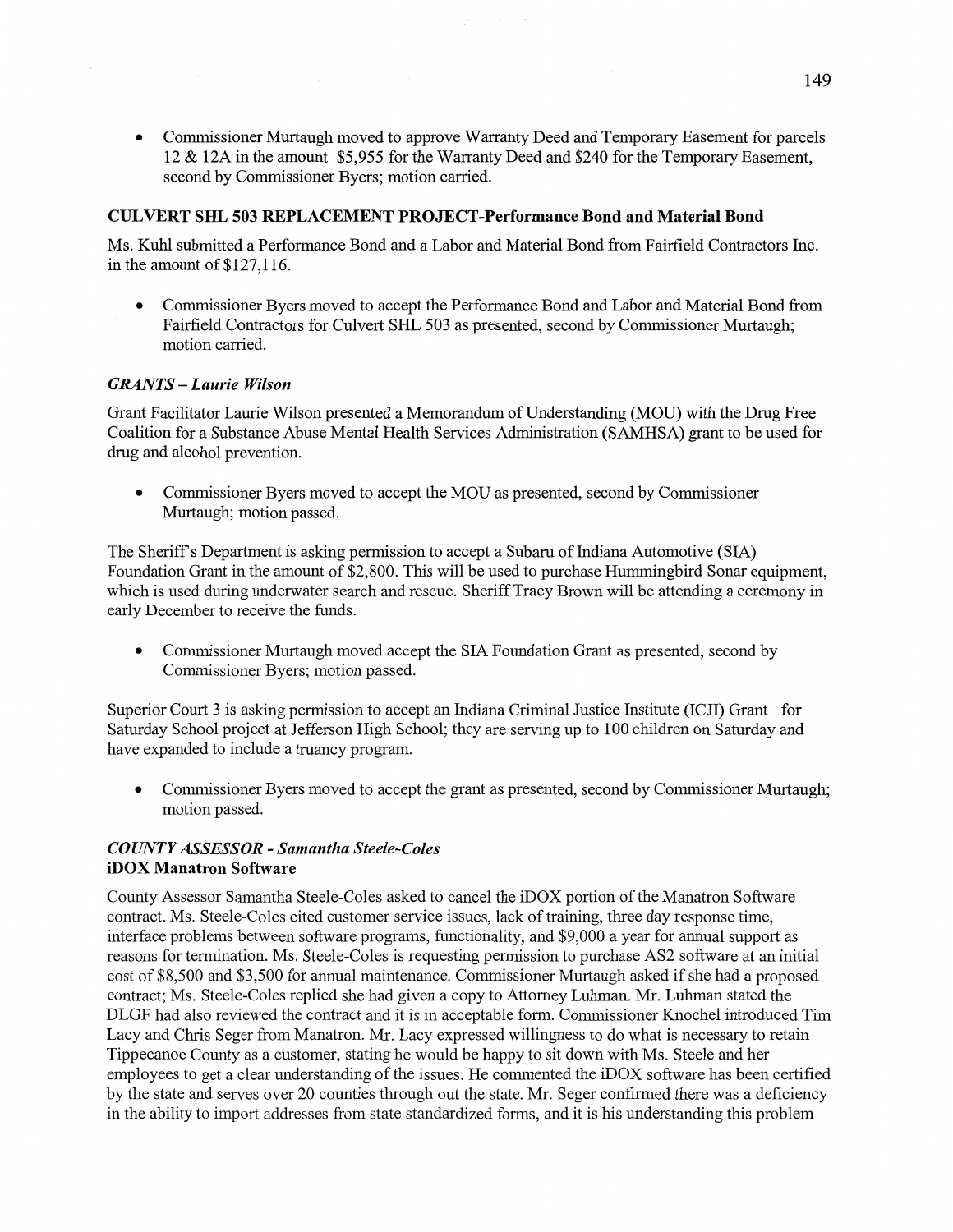- Commissioner Murtaugh moved to approve Warranty Deed and Temporary Easement for parcels 12 & 12A in the amount $5,955 for the Warranty Deed and $240 for the Temporary Easement, second by Commissioner Byers; motion carried.

### CULVERT SHL 503 REPLACEMENT PROJECT-Performance Bond and Material Bond

Ms. Kuhl submitted a Performance Bond and a Labor and Material Bond from Fairfield Contractors Inc. in the amount of $127,116.

- Commissioner Byers moved to accept the Performance Bond and Labor and Material Bond from Fairfield Contractors for Culvert SHL 503 as presented, second by Commissioner Murtaugh; motion carried.

### *GRANTS – Laurie Wilson*

Grant Facilitator Laurie Wilson presented a Memorandum of Understanding (MOU) with the Drug Free Coalition for a Substance Abuse Mental Health Services Administration (SAMHSA) grant to be used for drug and alcohol prevention.

- Commissioner Byers moved to accept the MOU as presented, second by Commissioner Murtaugh; motion passed.

The Sheriff's Department is asking permission to accept a Subaru of Indiana Automotive (SIA) Foundation Grant in the amount of $2,800. This will be used to purchase Hummingbird Sonar equipment, which is used during underwater search and rescue. Sheriff Tracy Brown will be attending a ceremony in early December to receive the funds.

- Commissioner Murtaugh moved accept the SIA Foundation Grant as presented, second by Commissioner Byers; motion passed.

Superior Court 3 is asking permission to accept an Indiana Criminal Justice Institute (ICJI) Grant for Saturday School project at Jefferson High School; they are serving up to 100 children on Saturday and have expanded to include a truancy program.

- Commissioner Byers moved to accept the grant as presented, second by Commissioner Murtaugh; motion passed.

### *COUNTY ASSESSOR - Samantha Steele-Coles*
### iDOX Manatron Software

County Assessor Samantha Steele-Coles asked to cancel the iDOX portion of the Manatron Software contract. Ms. Steele-Coles cited customer service issues, lack of training, three day response time, interface problems between software programs, functionality, and $9,000 a year for annual support as reasons for termination. Ms. Steele-Coles is requesting permission to purchase AS2 software at an initial cost of $8,500 and $3,500 for annual maintenance. Commissioner Murtaugh asked if she had a proposed contract; Ms. Steele-Coles replied she had given a copy to Attorney Luhman. Mr. Luhman stated the DLGF had also reviewed the contract and it is in acceptable form. Commissioner Knochel introduced Tim Lacy and Chris Seger from Manatron. Mr. Lacy expressed willingness to do what is necessary to retain Tippecanoe County as a customer, stating he would be happy to sit down with Ms. Steele and her employees to get a clear understanding of the issues. He commented the iDOX software has been certified by the state and serves over 20 counties through out the state. Mr. Seger confirmed there was a deficiency in the ability to import addresses from state standardized forms, and it is his understanding this problem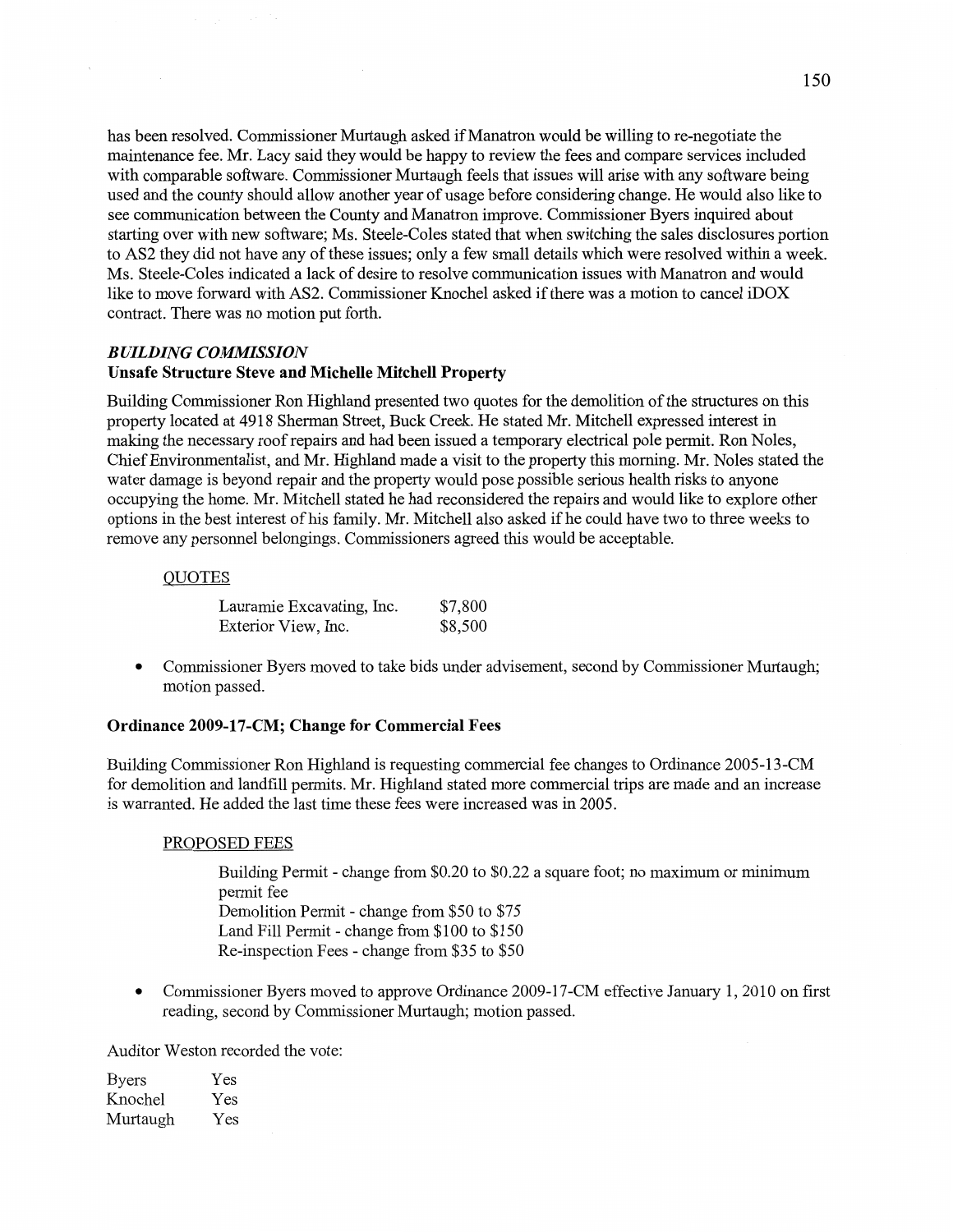has been resolved. Commissioner Murtaugh asked if Manatron would be willing to re-negotiate the maintenance fee. Mr. Lacy said they would be happy to review the fees and compare services included with comparable software. Commissioner Murtaugh feels that issues will arise with any software being used and the county should allow another year of usage before considering change. He would also like to see communication between the County and Manatron improve. Commissioner Byers inquired about starting over with new software; Ms. Steele-Coles stated that when switching the sales disclosures portion to AS2 they did not have any of these issues; only a few small details which were resolved within a week. Ms. Steele-Coles indicated a lack of desire to resolve communication issues with Manatron and would like to move forward with AS2. Commissioner Knochel asked if there was a motion to cancel iDOX contract. There was no motion put forth.

## *BUILDING COMMISSION*

### Unsafe Structure Steve and Michelle Mitchell Property

Building Commissioner Ron Highland presented two quotes for the demolition of the structures on this property located at 4918 Sherman Street, Buck Creek. He stated Mr. Mitchell expressed interest in making the necessary roof repairs and had been issued a temporary electrical pole permit. Ron Noles, Chief Environmentalist, and Mr. Highland made a visit to the property this morning. Mr. Noles stated the water damage is beyond repair and the property would pose possible serious health risks to anyone occupying the home. Mr. Mitchell stated he had reconsidered the repairs and would like to explore other options in the best interest of his family. Mr. Mitchell also asked if he could have two to three weeks to remove any personnel belongings. Commissioners agreed this would be acceptable.

QUOTES

| | |
|---|---|
| Lauramie Excavating, Inc. | \$7,800 |
| Exterior View, Inc. | \$8,500 |

- Commissioner Byers moved to take bids under advisement, second by Commissioner Murtaugh; motion passed.

### Ordinance 2009-17-CM; Change for Commercial Fees

Building Commissioner Ron Highland is requesting commercial fee changes to Ordinance 2005-13-CM for demolition and landfill permits. Mr. Highland stated more commercial trips are made and an increase is warranted. He added the last time these fees were increased was in 2005.

PROPOSED FEES

Building Permit - change from \$0.20 to \$0.22 a square foot; no maximum or minimum permit fee
Demolition Permit - change from \$50 to \$75
Land Fill Permit - change from \$100 to \$150
Re-inspection Fees - change from \$35 to \$50

- Commissioner Byers moved to approve Ordinance 2009-17-CM effective January 1, 2010 on first reading, second by Commissioner Murtaugh; motion passed.

Auditor Weston recorded the vote:

| | |
|---|---|
| Byers | Yes |
| Knochel | Yes |
| Murtaugh | Yes |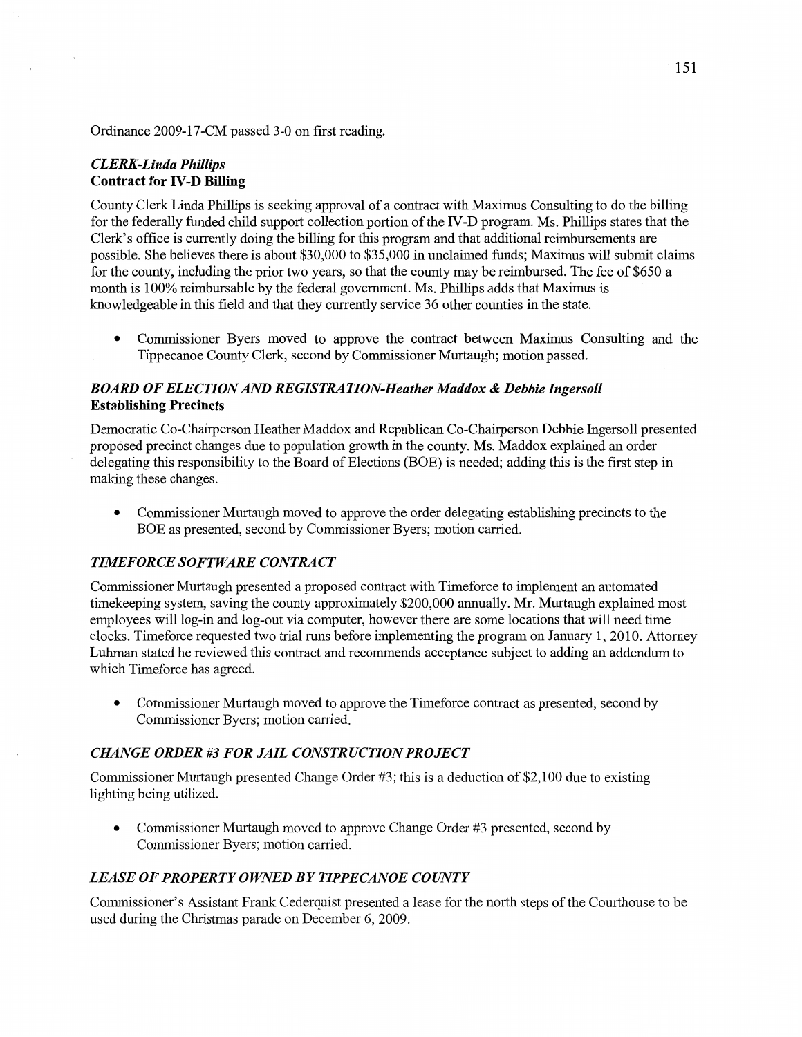Ordinance 2009-17-CM passed 3-0 on first reading.

### *CLERK-Linda Phillips*
**Contract for IV-D Billing**

County Clerk Linda Phillips is seeking approval of a contract with Maximus Consulting to do the billing for the federally funded child support collection portion of the IV-D program. Ms. Phillips states that the Clerk's office is currently doing the billing for this program and that additional reimbursements are possible. She believes there is about $30,000 to $35,000 in unclaimed funds; Maximus will submit claims for the county, including the prior two years, so that the county may be reimbursed. The fee of $650 a month is 100% reimbursable by the federal government. Ms. Phillips adds that Maximus is knowledgeable in this field and that they currently service 36 other counties in the state.

- Commissioner Byers moved to approve the contract between Maximus Consulting and the Tippecanoe County Clerk, second by Commissioner Murtaugh; motion passed.

### *BOARD OF ELECTION AND REGISTRATION-Heather Maddox & Debbie Ingersoll*
**Establishing Precincts**

Democratic Co-Chairperson Heather Maddox and Republican Co-Chairperson Debbie Ingersoll presented proposed precinct changes due to population growth in the county. Ms. Maddox explained an order delegating this responsibility to the Board of Elections (BOE) is needed; adding this is the first step in making these changes.

- Commissioner Murtaugh moved to approve the order delegating establishing precincts to the BOE as presented, second by Commissioner Byers; motion carried.

### *TIMEFORCE SOFTWARE CONTRACT*

Commissioner Murtaugh presented a proposed contract with Timeforce to implement an automated timekeeping system, saving the county approximately $200,000 annually. Mr. Murtaugh explained most employees will log-in and log-out via computer, however there are some locations that will need time clocks. Timeforce requested two trial runs before implementing the program on January 1, 2010. Attorney Luhman stated he reviewed this contract and recommends acceptance subject to adding an addendum to which Timeforce has agreed.

- Commissioner Murtaugh moved to approve the Timeforce contract as presented, second by Commissioner Byers; motion carried.

### *CHANGE ORDER #3 FOR JAIL CONSTRUCTION PROJECT*

Commissioner Murtaugh presented Change Order #3; this is a deduction of $2,100 due to existing lighting being utilized.

- Commissioner Murtaugh moved to approve Change Order #3 presented, second by Commissioner Byers; motion carried.

### *LEASE OF PROPERTY OWNED BY TIPPECANOE COUNTY*

Commissioner's Assistant Frank Cederquist presented a lease for the north steps of the Courthouse to be used during the Christmas parade on December 6, 2009.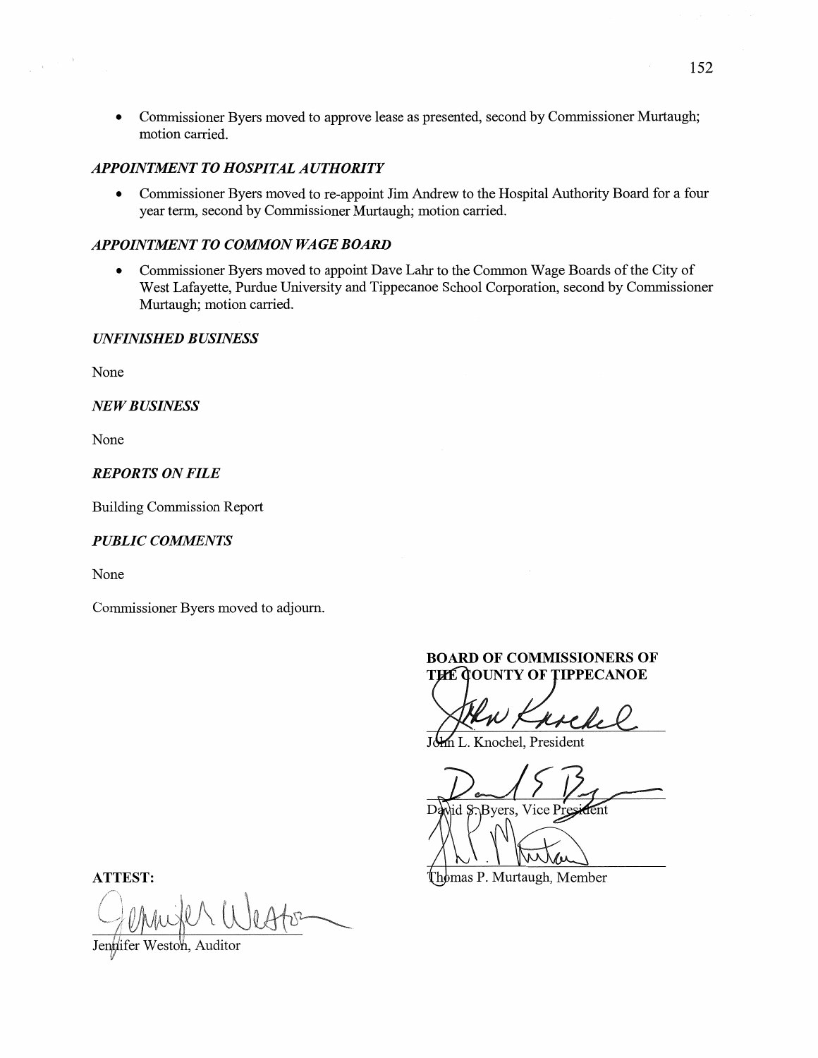- Commissioner Byers moved to approve lease as presented, second by Commissioner Murtaugh; motion carried.

### *APPOINTMENT TO HOSPITAL AUTHORITY*

- Commissioner Byers moved to re-appoint Jim Andrew to the Hospital Authority Board for a four year term, second by Commissioner Murtaugh; motion carried.

### *APPOINTMENT TO COMMON WAGE BOARD*

- Commissioner Byers moved to appoint Dave Lahr to the Common Wage Boards of the City of West Lafayette, Purdue University and Tippecanoe School Corporation, second by Commissioner Murtaugh; motion carried.

### *UNFINISHED BUSINESS*

None

### *NEW BUSINESS*

None

### *REPORTS ON FILE*

Building Commission Report

### *PUBLIC COMMENTS*

None

Commissioner Byers moved to adjourn.

**BOARD OF COMMISSIONERS OF THE COUNTY OF TIPPECANOE**

John L. Knochel, President

David S. Byers, Vice President

Thomas P. Murtaugh, Member

**ATTEST:**

Jennifer Weston, Auditor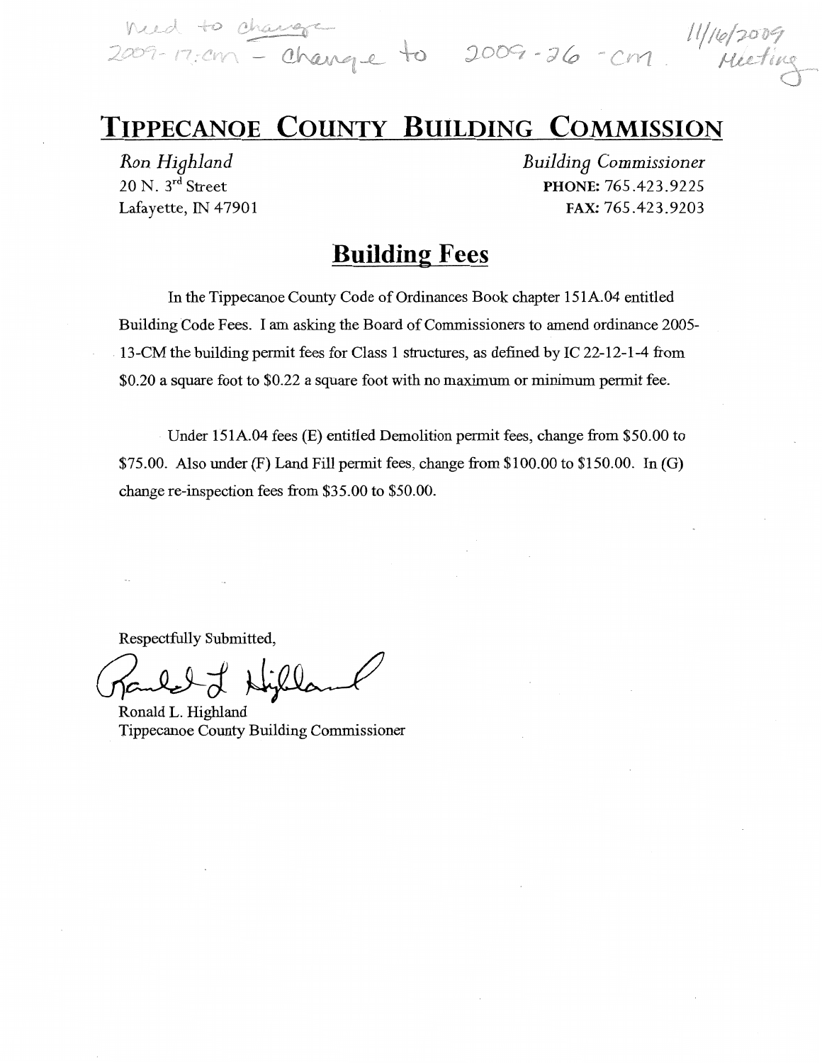Need to change
2009-17-CM - Change to 2009-26-CM.

11/16/2009
Meeting

# TIPPECANOE COUNTY BUILDING COMMISSION

*Ron Highland*
20 N. 3rd Street
Lafayette, IN 47901

*Building Commissioner*
**PHONE:** 765.423.9225
**FAX:** 765.423.9203

## Building Fees

In the Tippecanoe County Code of Ordinances Book chapter 151A.04 entitled Building Code Fees. I am asking the Board of Commissioners to amend ordinance 2005-13-CM the building permit fees for Class 1 structures, as defined by IC 22-12-1-4 from $0.20 a square foot to $0.22 a square foot with no maximum or minimum permit fee.

Under 151A.04 fees (E) entitled Demolition permit fees, change from $50.00 to $75.00. Also under (F) Land Fill permit fees, change from $100.00 to $150.00. In (G) change re-inspection fees from $35.00 to $50.00.

Respectfully Submitted,

Ronald L. Highland
Tippecanoe County Building Commissioner